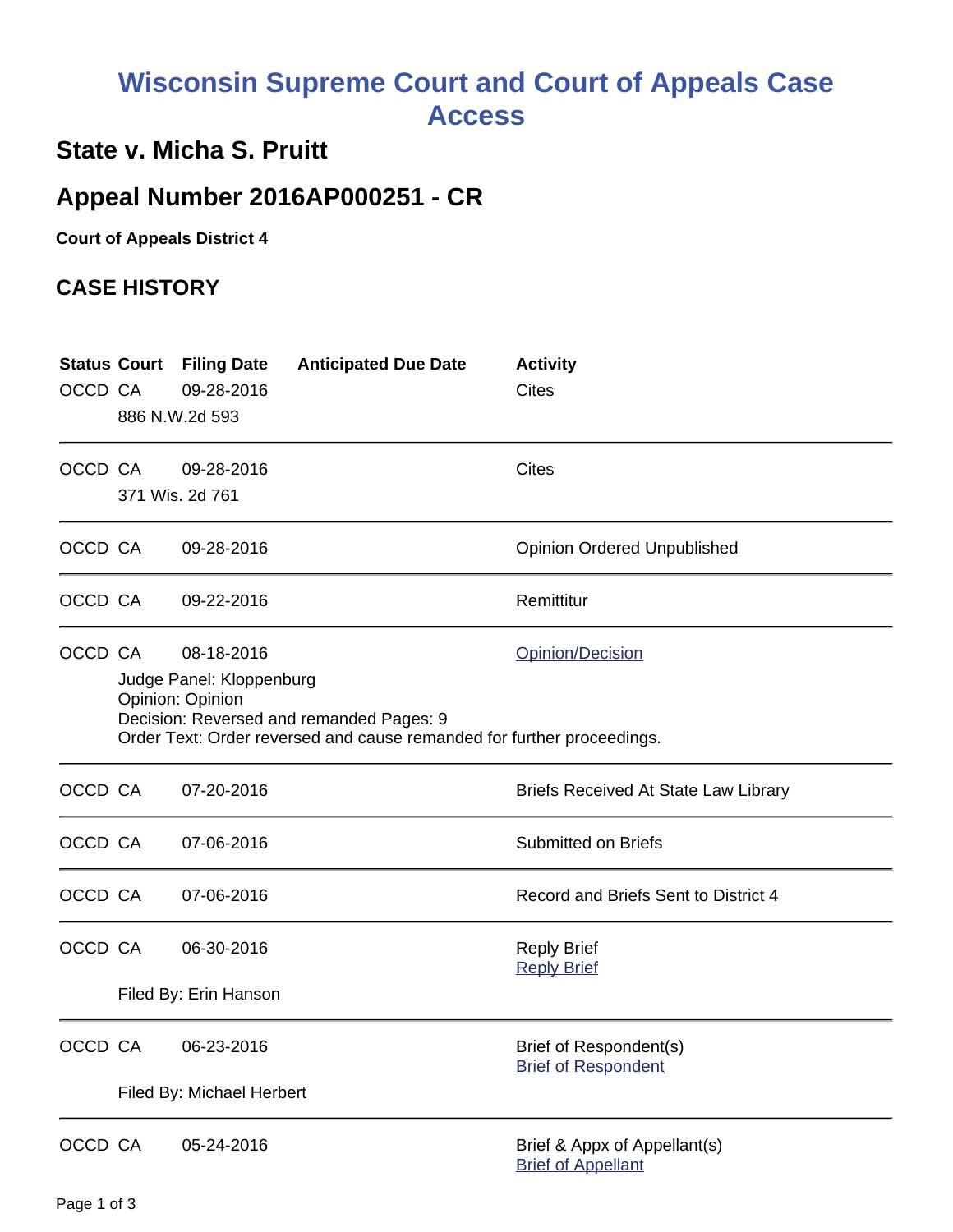# Wisconsin Supreme Court and Court of Appeals Case Access

## State v. Micha S. Pruitt

## Appeal Number 2016AP000251 - CR

**Court of Appeals District 4**

### CASE HISTORY

| Status | Court | Filing Date | Anticipated Due Date | Activity |
|---|---|---|---|---|
| OCCD | CA | 09-28-2016 | | Cites |
| | 886 N.W.2d 593 | | | |
| OCCD | CA | 09-28-2016 | | Cites |
| | 371 Wis. 2d 761 | | | |
| OCCD | CA | 09-28-2016 | | Opinion Ordered Unpublished |
| OCCD | CA | 09-22-2016 | | Remittitur |
| OCCD | CA | 08-18-2016 | | Opinion/Decision |
| | Judge Panel: Kloppenburg<br>Opinion: Opinion<br>Decision: Reversed and remanded Pages: 9<br>Order Text: Order reversed and cause remanded for further proceedings. | | | |
| OCCD | CA | 07-20-2016 | | Briefs Received At State Law Library |
| OCCD | CA | 07-06-2016 | | Submitted on Briefs |
| OCCD | CA | 07-06-2016 | | Record and Briefs Sent to District 4 |
| OCCD | CA | 06-30-2016 | | Reply Brief<br>Reply Brief |
| | Filed By: Erin Hanson | | | |
| OCCD | CA | 06-23-2016 | | Brief of Respondent(s)<br>Brief of Respondent |
| | Filed By: Michael Herbert | | | |
| OCCD | CA | 05-24-2016 | | Brief & Appx of Appellant(s)<br>Brief of Appellant |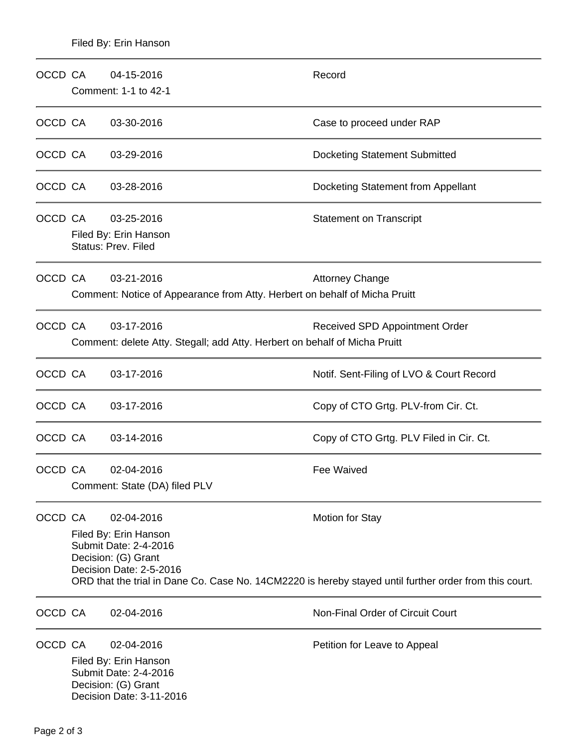Filed By: Erin Hanson

---

OCCD CA 04-15-2016 Record

Comment: 1-1 to 42-1

---

OCCD CA 03-30-2016 Case to proceed under RAP

---

OCCD CA 03-29-2016 Docketing Statement Submitted

---

OCCD CA 03-28-2016 Docketing Statement from Appellant

---

OCCD CA 03-25-2016 Statement on Transcript

Filed By: Erin Hanson
Status: Prev. Filed

---

OCCD CA 03-21-2016 Attorney Change

Comment: Notice of Appearance from Atty. Herbert on behalf of Micha Pruitt

---

OCCD CA 03-17-2016 Received SPD Appointment Order

Comment: delete Atty. Stegall; add Atty. Herbert on behalf of Micha Pruitt

---

OCCD CA 03-17-2016 Notif. Sent-Filing of LVO & Court Record

---

OCCD CA 03-17-2016 Copy of CTO Grtg. PLV-from Cir. Ct.

---

OCCD CA 03-14-2016 Copy of CTO Grtg. PLV Filed in Cir. Ct.

---

OCCD CA 02-04-2016 Fee Waived

Comment: State (DA) filed PLV

---

OCCD CA 02-04-2016 Motion for Stay

Filed By: Erin Hanson
Submit Date: 2-4-2016
Decision: (G) Grant
Decision Date: 2-5-2016
ORD that the trial in Dane Co. Case No. 14CM2220 is hereby stayed until further order from this court.

---

OCCD CA 02-04-2016 Non-Final Order of Circuit Court

---

OCCD CA 02-04-2016 Petition for Leave to Appeal

Filed By: Erin Hanson
Submit Date: 2-4-2016
Decision: (G) Grant
Decision Date: 3-11-2016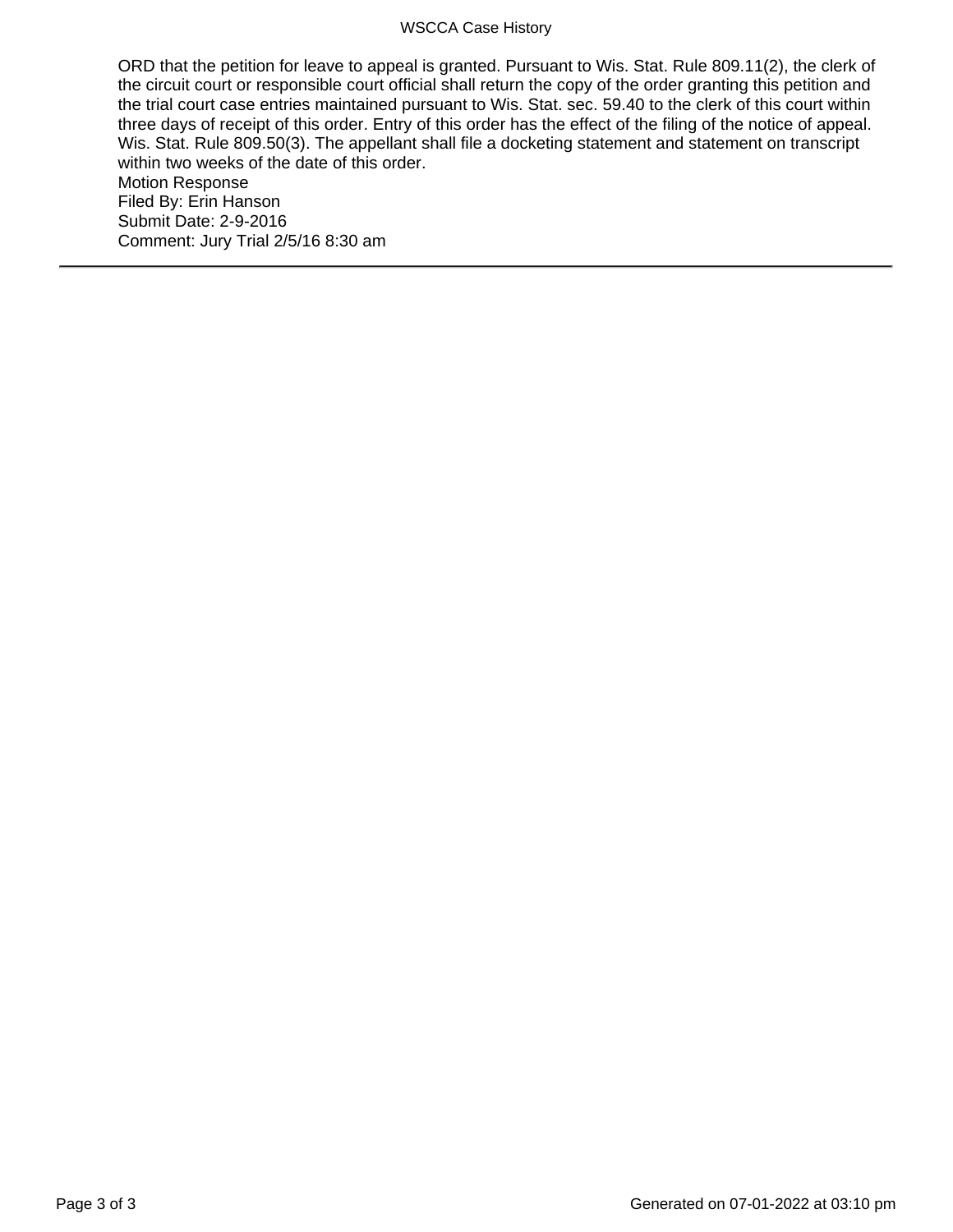ORD that the petition for leave to appeal is granted. Pursuant to Wis. Stat. Rule 809.11(2), the clerk of the circuit court or responsible court official shall return the copy of the order granting this petition and the trial court case entries maintained pursuant to Wis. Stat. sec. 59.40 to the clerk of this court within three days of receipt of this order. Entry of this order has the effect of the filing of the notice of appeal. Wis. Stat. Rule 809.50(3). The appellant shall file a docketing statement and statement on transcript within two weeks of the date of this order.

Motion Response
Filed By: Erin Hanson
Submit Date: 2-9-2016
Comment: Jury Trial 2/5/16 8:30 am